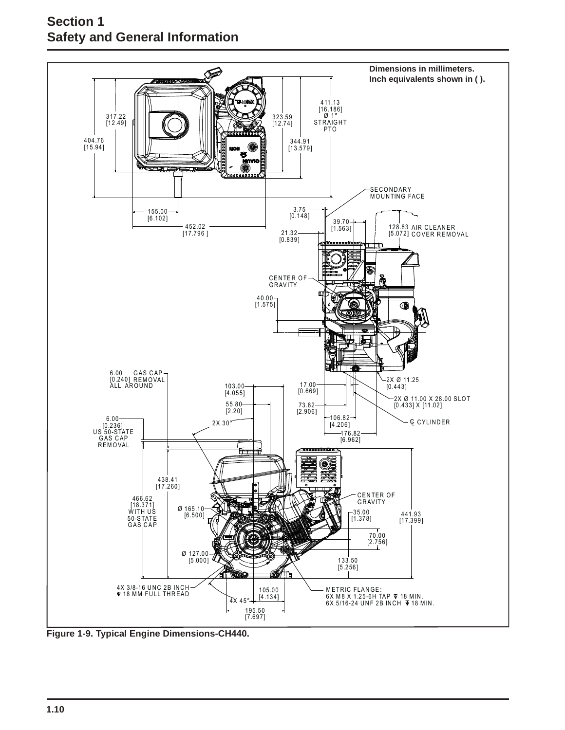# Section 1
# Safety and General Information

**Dimensions in millimeters.**
**Inch equivalents shown in ( ).**

411.13 [16.186] Ø 1″ STRAIGHT PTO

317.22 [12.49]

323.59 [12.74]

404.76 [15.94]

344.91 [13.579]

SECONDARY MOUNTING FACE

155.00 [6.102]

3.75 [0.148]

39.70 [1.563]

452.02 [17.796 ]

21.32 [0.839]

128.83 [5.072] AIR CLEANER COVER REMOVAL

CENTER OF GRAVITY

40.00 [1.575]

6.00 [0.240] ALL AROUND GAS CAP REMOVAL

103.00 [4.055]

17.00 [0.669]

2X Ø 11.25 [0.443]

55.80 [2.20]

73.82 [2.906]

2X Ø 11.00 X 28.00 SLOT [0.433] X [11.02]

6.00 [0.236] US 50-STATE GAS CAP REMOVAL

2X 30°

106.82 [4.206]

176.82 [6.962]

℄ CYLINDER

438.41 [17.260]

466.62 [18.371] WITH US 50-STATE GAS CAP

Ø 165.10 [6.500]

CENTER OF GRAVITY

35.00 [1.378]

441.93 [17.399]

70.00 [2.756]

Ø 127.00 [5.000]

133.50 [5.256]

4X 3/8-16 UNC 2B INCH ⊽ 18 MM FULL THREAD

105.00 [4.134]

4X 45°

195.50 [7.697]

METRIC FLANGE:
6X M8 X 1.25-6H TAP ⊽ 18 MIN.
6X 5/16-24 UNF 2B INCH ⊽ 18 MIN.

**Figure 1-9. Typical Engine Dimensions-CH440.**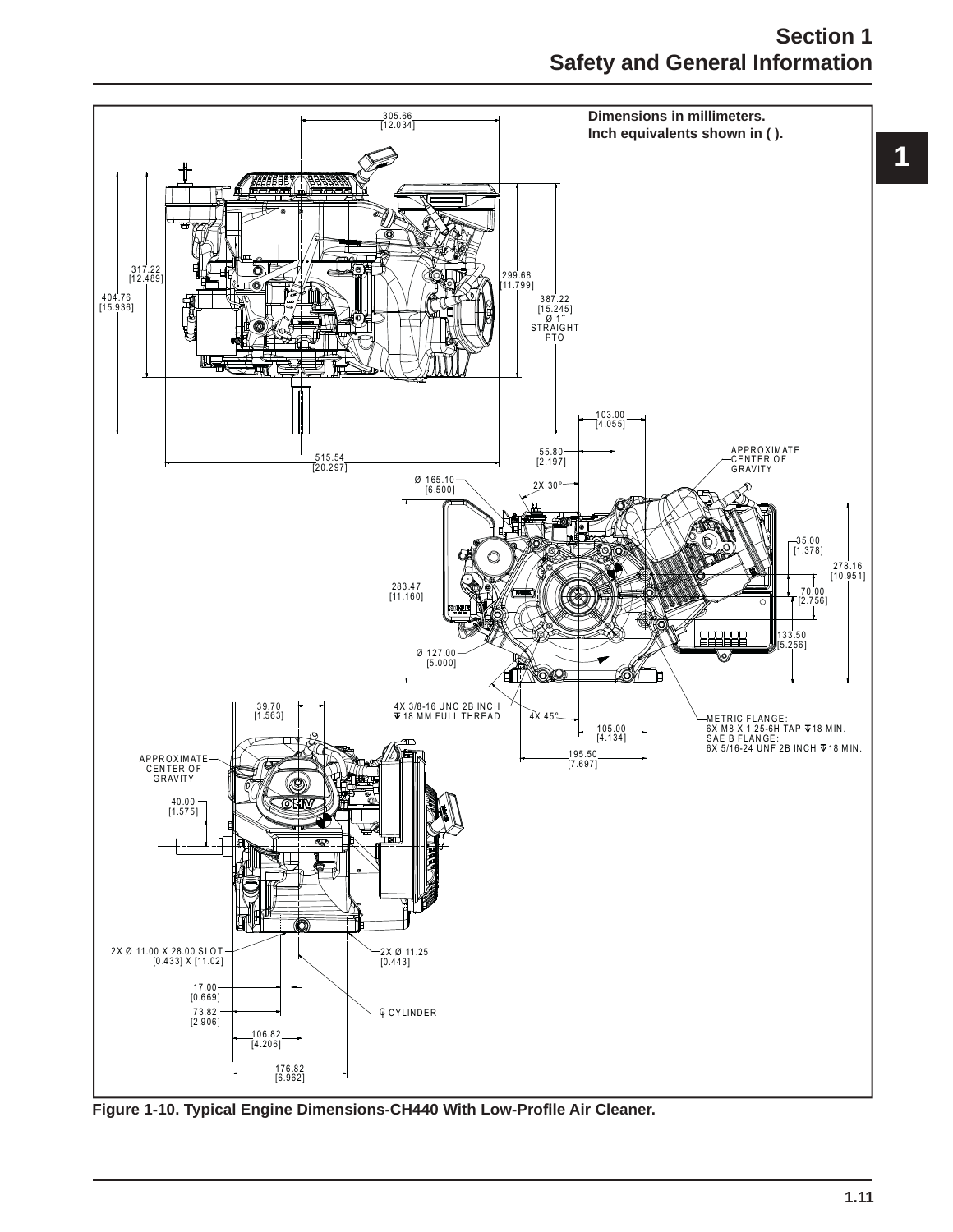Dimensions in millimeters.
Inch equivalents shown in ( ).

305.66
[12.034]

317.22
[12.489]

404.76
[15.936]

299.68
[11.799]

387.22
[15.245]
Ø 1"
STRAIGHT
PTO

103.00
[4.055]

515.54
[20.297]

55.80
[2.197]

APPROXIMATE
CENTER OF
GRAVITY

Ø 165.10
[6.500]

2X 30°

35.00
[1.378]

278.16
[10.951]

283.47
[11.160]

70.00
[2.756]

133.50
[5.256]

Ø 127.00
[5.000]

39.70
[1.563]

4X 3/8-16 UNC 2B INCH
↧ 18 MM FULL THREAD

4X 45°

METRIC FLANGE:
6X M8 X 1.25-6H TAP ↧18 MIN.
SAE B FLANGE:
6X 5/16-24 UNF 2B INCH ↧18 MIN.

105.00
[4.134]

195.50
[7.697]

APPROXIMATE
CENTER OF
GRAVITY

40.00
[1.575]

2X Ø 11.00 X 28.00 SLOT
[0.433] X [11.02]

2X Ø 11.25
[0.443]

17.00
[0.669]

73.82
[2.906]

℄ CYLINDER

106.82
[4.206]

176.82
[6.962]

**Figure 1-10. Typical Engine Dimensions-CH440 With Low-Profile Air Cleaner.**